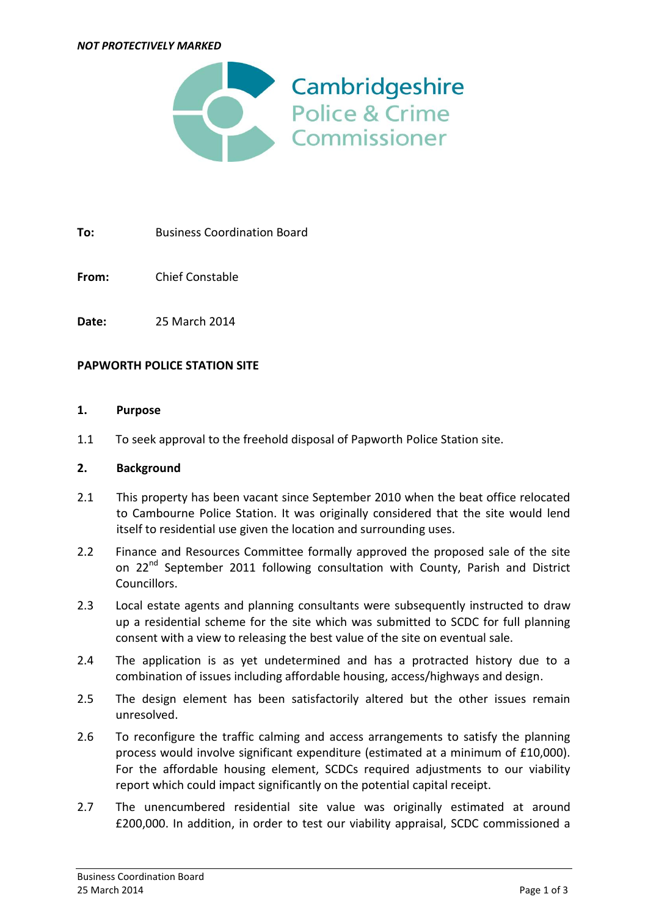*NOT PROTECTIVELY MARKED*

Cambridgeshire Police & Crime Commissioner

**To:** Business Coordination Board

**From:** Chief Constable

**Date:** 25 March 2014

**PAPWORTH POLICE STATION SITE**

**1. Purpose**

1.1 To seek approval to the freehold disposal of Papworth Police Station site.

**2. Background**

2.1 This property has been vacant since September 2010 when the beat office relocated to Cambourne Police Station. It was originally considered that the site would lend itself to residential use given the location and surrounding uses.

2.2 Finance and Resources Committee formally approved the proposed sale of the site on 22nd September 2011 following consultation with County, Parish and District Councillors.

2.3 Local estate agents and planning consultants were subsequently instructed to draw up a residential scheme for the site which was submitted to SCDC for full planning consent with a view to releasing the best value of the site on eventual sale.

2.4 The application is as yet undetermined and has a protracted history due to a combination of issues including affordable housing, access/highways and design.

2.5 The design element has been satisfactorily altered but the other issues remain unresolved.

2.6 To reconfigure the traffic calming and access arrangements to satisfy the planning process would involve significant expenditure (estimated at a minimum of £10,000). For the affordable housing element, SCDCs required adjustments to our viability report which could impact significantly on the potential capital receipt.

2.7 The unencumbered residential site value was originally estimated at around £200,000. In addition, in order to test our viability appraisal, SCDC commissioned a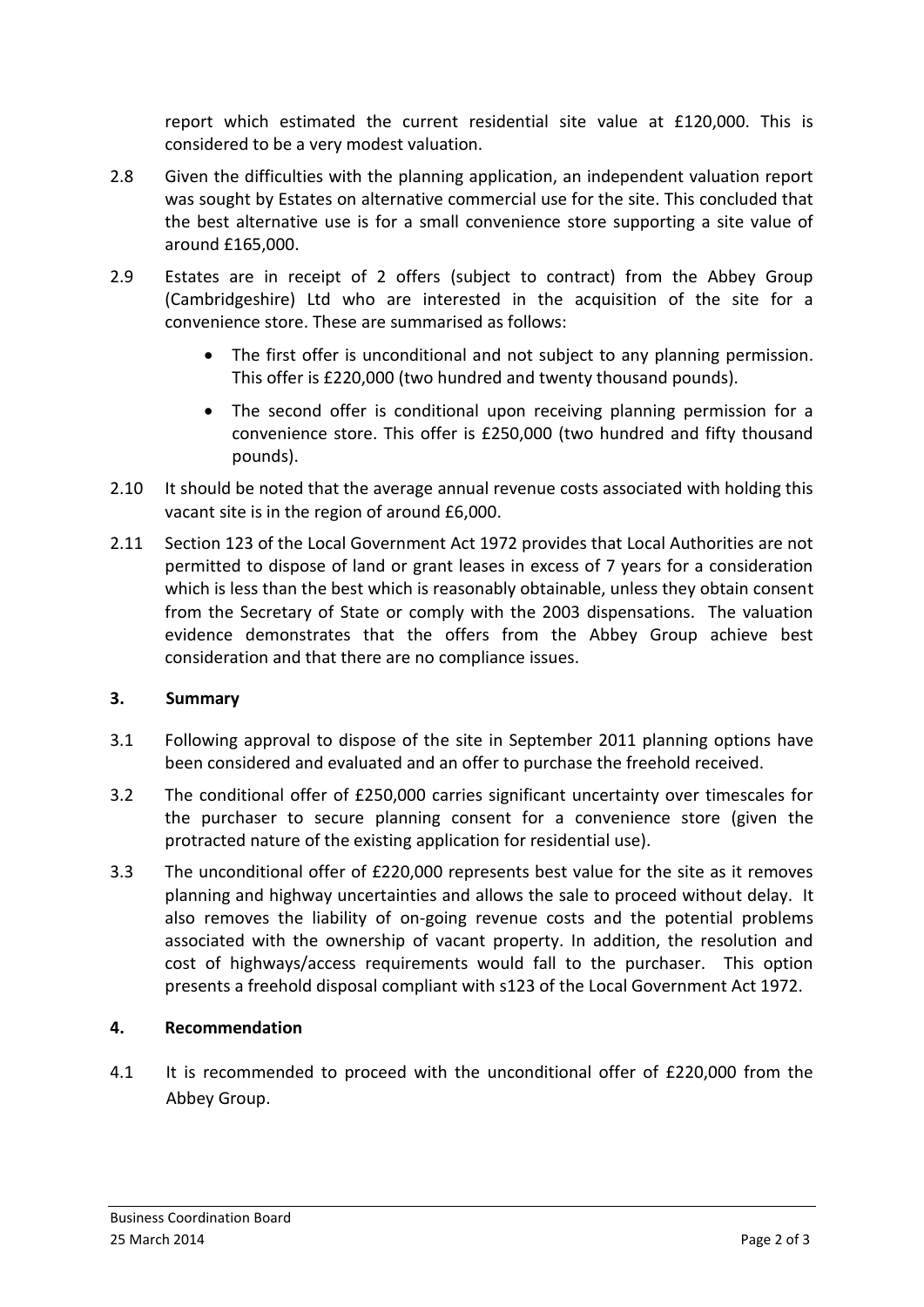report which estimated the current residential site value at £120,000. This is considered to be a very modest valuation.

2.8 Given the difficulties with the planning application, an independent valuation report was sought by Estates on alternative commercial use for the site. This concluded that the best alternative use is for a small convenience store supporting a site value of around £165,000.

2.9 Estates are in receipt of 2 offers (subject to contract) from the Abbey Group (Cambridgeshire) Ltd who are interested in the acquisition of the site for a convenience store. These are summarised as follows:

- The first offer is unconditional and not subject to any planning permission. This offer is £220,000 (two hundred and twenty thousand pounds).
- The second offer is conditional upon receiving planning permission for a convenience store. This offer is £250,000 (two hundred and fifty thousand pounds).

2.10 It should be noted that the average annual revenue costs associated with holding this vacant site is in the region of around £6,000.

2.11 Section 123 of the Local Government Act 1972 provides that Local Authorities are not permitted to dispose of land or grant leases in excess of 7 years for a consideration which is less than the best which is reasonably obtainable, unless they obtain consent from the Secretary of State or comply with the 2003 dispensations. The valuation evidence demonstrates that the offers from the Abbey Group achieve best consideration and that there are no compliance issues.

## 3. Summary

3.1 Following approval to dispose of the site in September 2011 planning options have been considered and evaluated and an offer to purchase the freehold received.

3.2 The conditional offer of £250,000 carries significant uncertainty over timescales for the purchaser to secure planning consent for a convenience store (given the protracted nature of the existing application for residential use).

3.3 The unconditional offer of £220,000 represents best value for the site as it removes planning and highway uncertainties and allows the sale to proceed without delay. It also removes the liability of on-going revenue costs and the potential problems associated with the ownership of vacant property. In addition, the resolution and cost of highways/access requirements would fall to the purchaser. This option presents a freehold disposal compliant with s123 of the Local Government Act 1972.

## 4. Recommendation

4.1 It is recommended to proceed with the unconditional offer of £220,000 from the Abbey Group.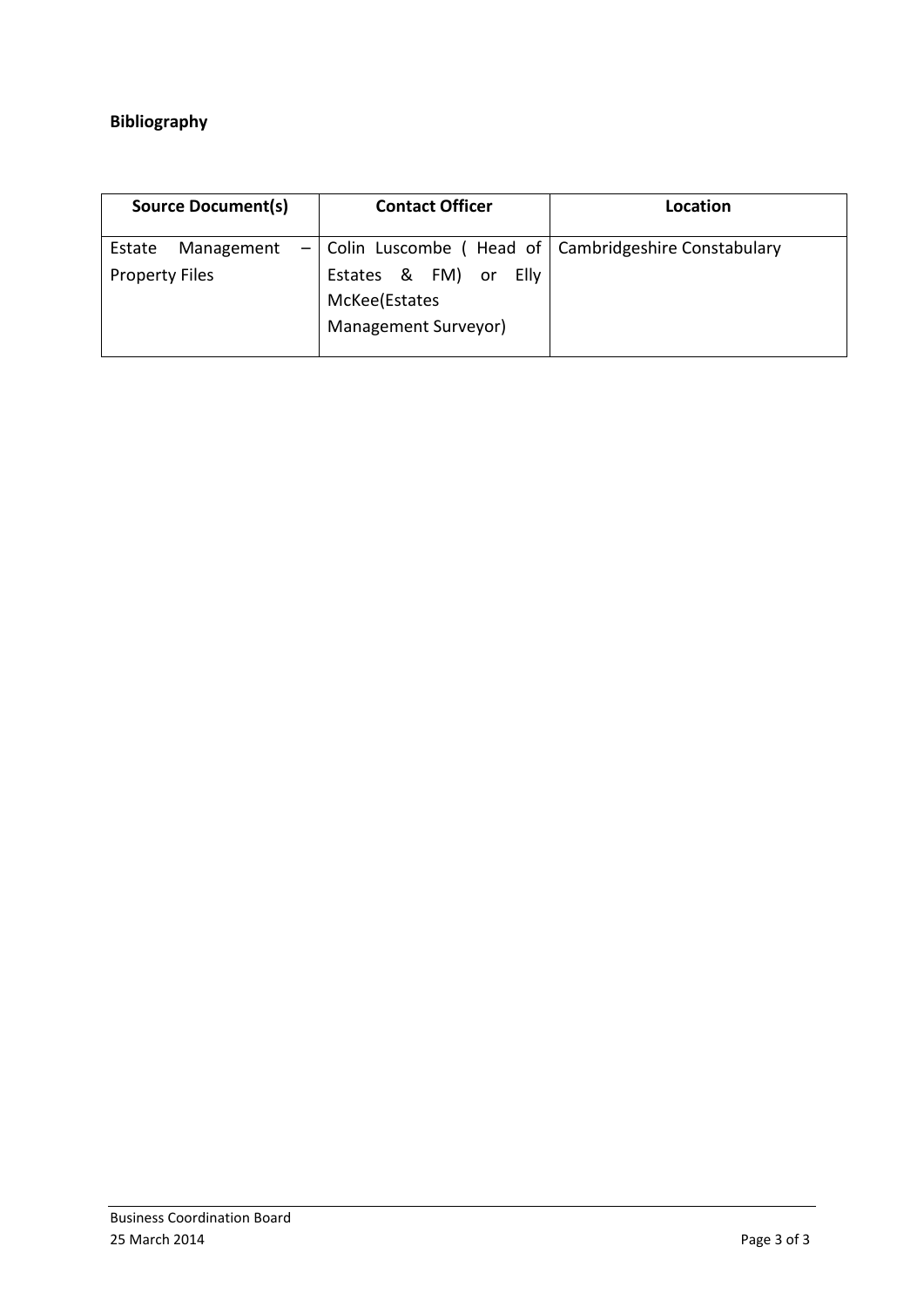**Bibliography**

| Source Document(s) | Contact Officer | Location |
| --- | --- | --- |
| Estate Management – Property Files | Colin Luscombe ( Head of Estates & FM) or Elly McKee(Estates Management Surveyor) | Cambridgeshire Constabulary |